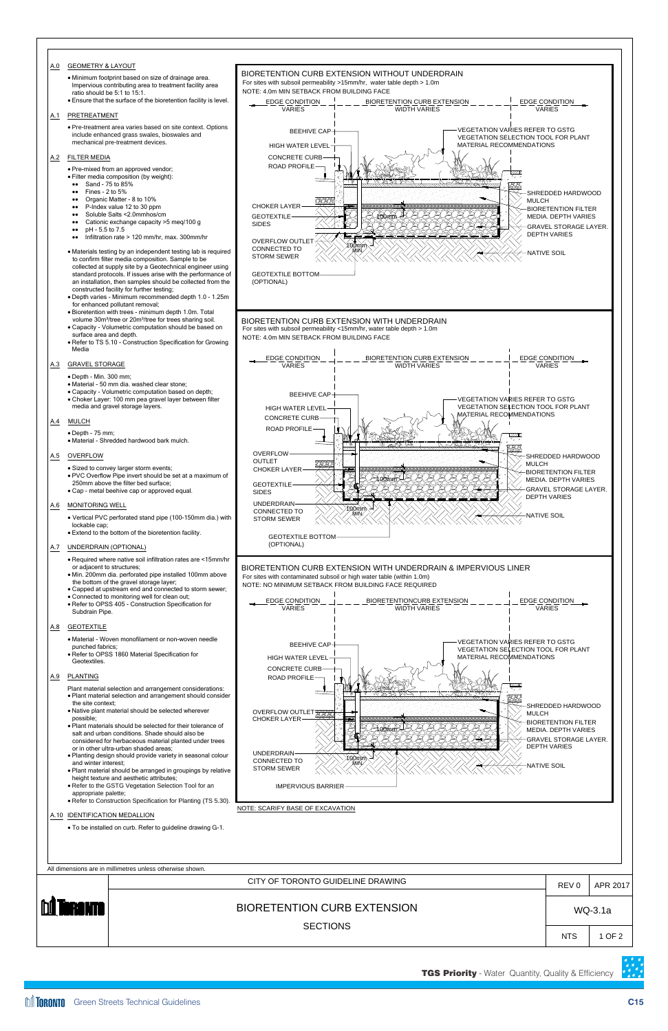## A.0 GEOMETRY & LAYOUT

- Minimum footprint based on size of drainage area. Impervious contributing area to treatment facility area ratio should be 5:1 to 15:1.
- Ensure that the surface of the bioretention facility is level.

## A.1 PRETREATMENT

- Pre-treatment area varies based on site context. Options include enhanced grass swales, bioswales and mechanical pre-treatment devices.

## A.2 FILTER MEDIA

- Pre-mixed from an approved vendor;
- Filter media composition (by weight):
  - Sand - 75 to 85%
  - Fines - 2 to 5%
  - Organic Matter - 8 to 10%
  - P-Index value 12 to 30 ppm
  - Soluble Salts <2.0mmhos/cm
  - Cationic exchange capacity >5 meq/100 g
  - pH - 5.5 to 7.5
  - Infiltration rate > 120 mm/hr, max. 300mm/hr
- Materials testing by an independent testing lab is required to confirm filter media composition. Sample to be collected at supply site by a Geotechnical engineer using standard protocols. If issues arise with the performance of an installation, then samples should be collected from the constructed facility for further testing;
- Depth varies - Minimum recommended depth 1.0 - 1.25m for enhanced pollutant removal;
- Bioretention with trees - minimum depth 1.0m. Total volume 30m³/tree or 20m³/tree for trees sharing soil.
- Capacity - Volumetric computation should be based on surface area and depth.
- Refer to TS 5.10 - Construction Specification for Growing Media

## A.3 GRAVEL STORAGE

- Depth - Min. 300 mm;
- Material - 50 mm dia. washed clear stone;
- Capacity - Volumetric computation should be based on depth;
- Choker Layer: 100 mm pea gravel layer between filter media and gravel storage layers.

## A.4 MULCH

- Depth - 75 mm;
- Material - Shredded hardwood bark mulch.

## A.5 OVERFLOW

- Sized to convey larger storm events;
- PVC Overflow Pipe invert should be set at a maximum of 250mm above the filter bed surface;
- Cap - metal beehive cap or approved equal.

## A.6 MONITORING WELL

- Vertical PVC perforated stand pipe (100-150mm dia.) with lockable cap;
- Extend to the bottom of the bioretention facility.

## A.7 UNDERDRAIN (OPTIONAL)

- Required where native soil infiltration rates are <15mm/hr or adjacent to structures;
- Min. 200mm dia. perforated pipe installed 100mm above the bottom of the gravel storage layer;
- Capped at upstream end and connected to storm sewer;
- Connected to monitoring well for clean out;
- Refer to OPSS 405 - Construction Specification for Subdrain Pipe.

## A.8 GEOTEXTILE

- Material - Woven monofilament or non-woven needle punched fabrics;
- Refer to OPSS 1860 Material Specification for Geotextiles.

## A.9 PLANTING

Plant material selection and arrangement considerations:

- Plant material selection and arrangement should consider the site context;
- Native plant material should be selected wherever possible;
- Plant materials should be selected for their tolerance of salt and urban conditions. Shade should also be considered for herbaceous material planted under trees or in other ultra-urban shaded areas;
- Planting design should provide variety in seasonal colour and winter interest;
- Plant material should be arranged in groupings by relative height texture and aesthetic attributes;
- Refer to the GSTG Vegetation Selection Tool for an appropriate palette;
- Refer to Construction Specification for Planting (TS 5.30).

## A.10 IDENTIFICATION MEDALLION

- To be installed on curb. Refer to guideline drawing G-1.

## BIORETENTION CURB EXTENSION WITHOUT UNDERDRAIN

For sites with subsoil permeability >15mm/hr, water table depth > 1.0m

NOTE: 4.0m MIN SETBACK FROM BUILDING FACE

EDGE CONDITION VARIES — BIORETENTION CURB EXTENSION WIDTH VARIES — EDGE CONDITION VARIES

BEEHIVE CAP; HIGH WATER LEVEL; CONCRETE CURB; ROAD PROFILE; CHOKER LAYER; GEOTEXTILE SIDES; OVERFLOW OUTLET CONNECTED TO STORM SEWER; GEOTEXTILE BOTTOM (OPTIONAL); 100mm; 100mm MIN.; VEGETATION VARIES REFER TO GSTG VEGETATION SELECTION TOOL FOR PLANT MATERIAL RECOMMENDATIONS; SHREDDED HARDWOOD MULCH; BIORETENTION FILTER MEDIA. DEPTH VARIES; GRAVEL STORAGE LAYER. DEPTH VARIES; NATIVE SOIL

## BIORETENTION CURB EXTENSION WITH UNDERDRAIN

For sites with subsoil permeability <15mm/hr, water table depth > 1.0m

NOTE: 4.0m MIN SETBACK FROM BUILDING FACE

EDGE CONDITION VARIES — BIORETENTION CURB EXTENSION WIDTH VARIES — EDGE CONDITION VARIES

BEEHIVE CAP; HIGH WATER LEVEL; CONCRETE CURB; ROAD PROFILE; OVERFLOW OUTLET; CHOKER LAYER; GEOTEXTILE SIDES; UNDERDRAIN CONNECTED TO STORM SEWER; GEOTEXTILE BOTTOM (OPTIONAL); 100mm; 100mm MIN.; VEGETATION VARIES REFER TO GSTG VEGETATION SELECTION TOOL FOR PLANT MATERIAL RECOMMENDATIONS; SHREDDED HARDWOOD MULCH; BIORETENTION FILTER MEDIA. DEPTH VARIES; GRAVEL STORAGE LAYER. DEPTH VARIES; NATIVE SOIL

## BIORETENTION CURB EXTENSION WITH UNDERDRAIN & IMPERVIOUS LINER

For sites with contaminated subsoil or high water table (within 1.0m)

NOTE: NO MINIMUM SETBACK FROM BUILDING FACE REQUIRED

EDGE CONDITION VARIES — BIORETENTIONCURB EXTENSION WIDTH VARIES — EDGE CONDITION VARIES

BEEHIVE CAP; HIGH WATER LEVEL; CONCRETE CURB; ROAD PROFILE; OVERFLOW OUTLET; CHOKER LAYER; UNDERDRAIN CONNECTED TO STORM SEWER; IMPERVIOUS BARRIER; 100mm; 100mm MIN.; VEGETATION VARIES REFER TO GSTG VEGETATION SELECTION TOOL FOR PLANT MATERIAL RECOMMENDATIONS; SHREDDED HARDWOOD MULCH; BIORETENTION FILTER MEDIA. DEPTH VARIES; GRAVEL STORAGE LAYER. DEPTH VARIES; NATIVE SOIL

NOTE: SCARIFY BASE OF EXCAVATION

All dimensions are in millimetres unless otherwise shown.

| | CITY OF TORONTO GUIDELINE DRAWING | REV 0 | APR 2017 |
|---|---|---|---|
| TORONTO | BIORETENTION CURB EXTENSION<br>SECTIONS | WQ-3.1a | |
| | | NTS | 1 OF 2 |

**TGS Priority** - Water Quantity, Quality & Efficiency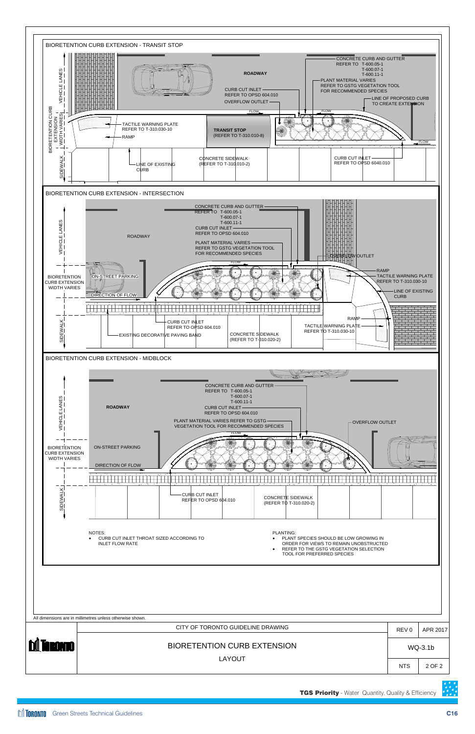## BIORETENTION CURB EXTENSION - TRANSIT STOP

CONCRETE CURB AND GUTTER
REFER TO T-600.05-1
T-600.07-1
T-600.11-1

ROADWAY

PLANT MATERIAL VARIES
REFER TO GSTG VEGETATION TOOL
FOR RECOMMENDED SPECIES

CURB CUT INLET
REFER TO OPSD 604.010

OVERFLOW OUTLET

LINE OF PROPOSED CURB
TO CREATE EXTENSION

VEHICLE LANES

BIORETENTION CURB EXTENSION WIDTH VARIES

FLOW

TACTILE WARNING PLATE
REFER TO T-310.030-10

TRANSIT STOP
(REFER TO T-310.010-8)

RAMP

SIDEWALK

LINE OF EXISTING CURB

CONCRETE SIDEWALK
(REFER TO T-310.010-2)

CURB CUT INLET
REFER TO OPSD 6040.010

## BIORETENTION CURB EXTENSION - INTERSECTION

CONCRETE CURB AND GUTTER
REFER TO T-600.05-1
T-600.07-1
T-600.11-1

CURB CUT INLET
REFER TO OPSD 604.010

ROADWAY

PLANT MATERIAL VARIES
REFER TO GSTG VEGETATION TOOL
FOR RECOMMENDED SPECIES

VEHICLE LANES

OVERFLOW OUTLET

FLOW

RAMP

TACTILE WARNING PLATE
REFER TO T-310.030-10

BIORETENTION CURB EXTENSION WIDTH VARIES

ON-STREET PARKING

LINE OF EXISTING CURB

DIRECTION OF FLOW

SIDEWALK

CURB CUT INLET
REFER TO OPSD 604.010

RAMP

TACTILE WARNING PLATE
REFER TO T-310.030-10

EXISTING DECORATIVE PAVING BAND

CONCRETE SIDEWALK
(REFER TO T-310.020-2)

## BIORETENTION CURB EXTENSION - MIDBLOCK

CONCRETE CURB AND GUTTER
REFER TO T-600.05-1
T-600.07-1
T-600.11-1

VEHICLE LANES

ROADWAY

CURB CUT INLET
REFER TO OPSD 604.010

PLANT MATERIAL VARIES REFER TO GSTG
VEGETATION TOOL FOR RECOMMENDED SPECIES

OVERFLOW OUTLET

FLOW

BIORETENTION CURB EXTENSION WIDTH VARIES

ON-STREET PARKING

DIRECTION OF FLOW

SIDEWALK

CURB CUT INLET
REFER TO OPSD 604.010

CONCRETE SIDEWALK
(REFER TO T-310.020-2)

NOTES:

- CURB CUT INLET THROAT SIZED ACCORDING TO INLET FLOW RATE

PLANTING:

- PLANT SPECIES SHOULD BE LOW GROWING IN ORDER FOR VIEWS TO REMAIN UNOBSTRUCTED
- REFER TO THE GSTG VEGETATION SELECTION TOOL FOR PREFERRED SPECIES

All dimensions are in millimetres unless otherwise shown.

| | | | |
|---|---|---|---|
| TORONTO | CITY OF TORONTO GUIDELINE DRAWING | REV 0 | APR 2017 |
| | BIORETENTION CURB EXTENSION<br>LAYOUT | WQ-3.1b | |
| | | NTS | 2 OF 2 |

**TGS Priority** - Water Quantity, Quality & Efficiency